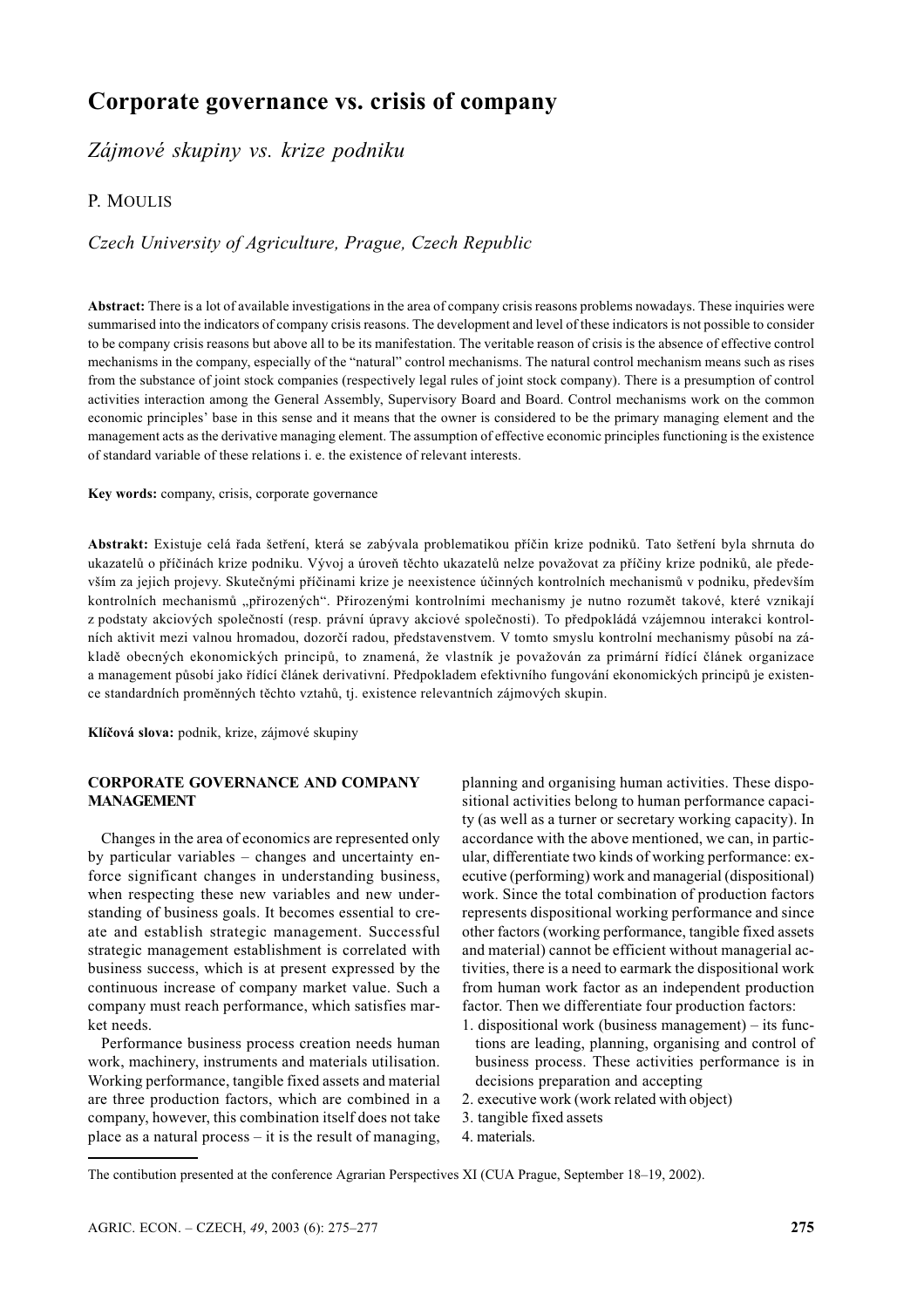# Corporate governance vs. crisis of company

*Zájmové skupiny vs. krize podniku*

P. MOULIS

*Czech University of Agriculture, Prague, Czech Republic*

**Abstract:** There is a lot of available investigations in the area of company crisis reasons problems nowadays. These inquiries were summarised into the indicators of company crisis reasons. The development and level of these indicators is not possible to consider to be company crisis reasons but above all to be its manifestation. The veritable reason of crisis is the absence of effective control mechanisms in the company, especially of the "natural" control mechanisms. The natural control mechanism means such as rises from the substance of joint stock companies (respectively legal rules of joint stock company). There is a presumption of control activities interaction among the General Assembly, Supervisory Board and Board. Control mechanisms work on the common economic principles' base in this sense and it means that the owner is considered to be the primary managing element and the management acts as the derivative managing element. The assumption of effective economic principles functioning is the existence of standard variable of these relations i. e. the existence of relevant interests.

**Key words:** company, crisis, corporate governance

**Abstrakt:** Existuje celá řada šetření, která se zabývala problematikou příčin krize podniků. Tato šetření byla shrnuta do ukazatelů o příčinách krize podniku. Vývoj a úroveň těchto ukazatelů nelze považovat za příčiny krize podniků, ale především za jejich projevy. Skutečnými příčinami krize je neexistence účinných kontrolních mechanismů v podniku, především kontrolních mechanismů „přirozených". Přirozenými kontrolními mechanismy je nutno rozumět takové, které vznikají z podstaty akciových společností (resp. právní úpravy akciové společnosti). To předpokládá vzájemnou interakci kontrolních aktivit mezi valnou hromadou, dozorčí radou, představenstvem. V tomto smyslu kontrolní mechanismy působí na základě obecných ekonomických principů, to znamená, že vlastník je považován za primární řídící článek organizace a management působí jako řídící článek derivativní. Předpokladem efektivního fungování ekonomických principů je existence standardních proměnných těchto vztahů, tj. existence relevantních zájmových skupin.

**Klíčová slova:** podnik, krize, zájmové skupiny

## CORPORATE GOVERNANCE AND COMPANY MANAGEMENT

Changes in the area of economics are represented only by particular variables – changes and uncertainty enforce significant changes in understanding business, when respecting these new variables and new understanding of business goals. It becomes essential to create and establish strategic management. Successful strategic management establishment is correlated with business success, which is at present expressed by the continuous increase of company market value. Such a company must reach performance, which satisfies market needs.

Performance business process creation needs human work, machinery, instruments and materials utilisation. Working performance, tangible fixed assets and material are three production factors, which are combined in a company, however, this combination itself does not take place as a natural process – it is the result of managing, planning and organising human activities. These dispositional activities belong to human performance capacity (as well as a turner or secretary working capacity). In accordance with the above mentioned, we can, in particular, differentiate two kinds of working performance: executive (performing) work and managerial (dispositional) work. Since the total combination of production factors represents dispositional working performance and since other factors (working performance, tangible fixed assets and material) cannot be efficient without managerial activities, there is a need to earmark the dispositional work from human work factor as an independent production factor. Then we differentiate four production factors:

1. dispositional work (business management) – its functions are leading, planning, organising and control of business process. These activities performance is in decisions preparation and accepting
2. executive work (work related with object)
3. tangible fixed assets
4. materials.

The contibution presented at the conference Agrarian Perspectives XI (CUA Prague, September 18–19, 2002).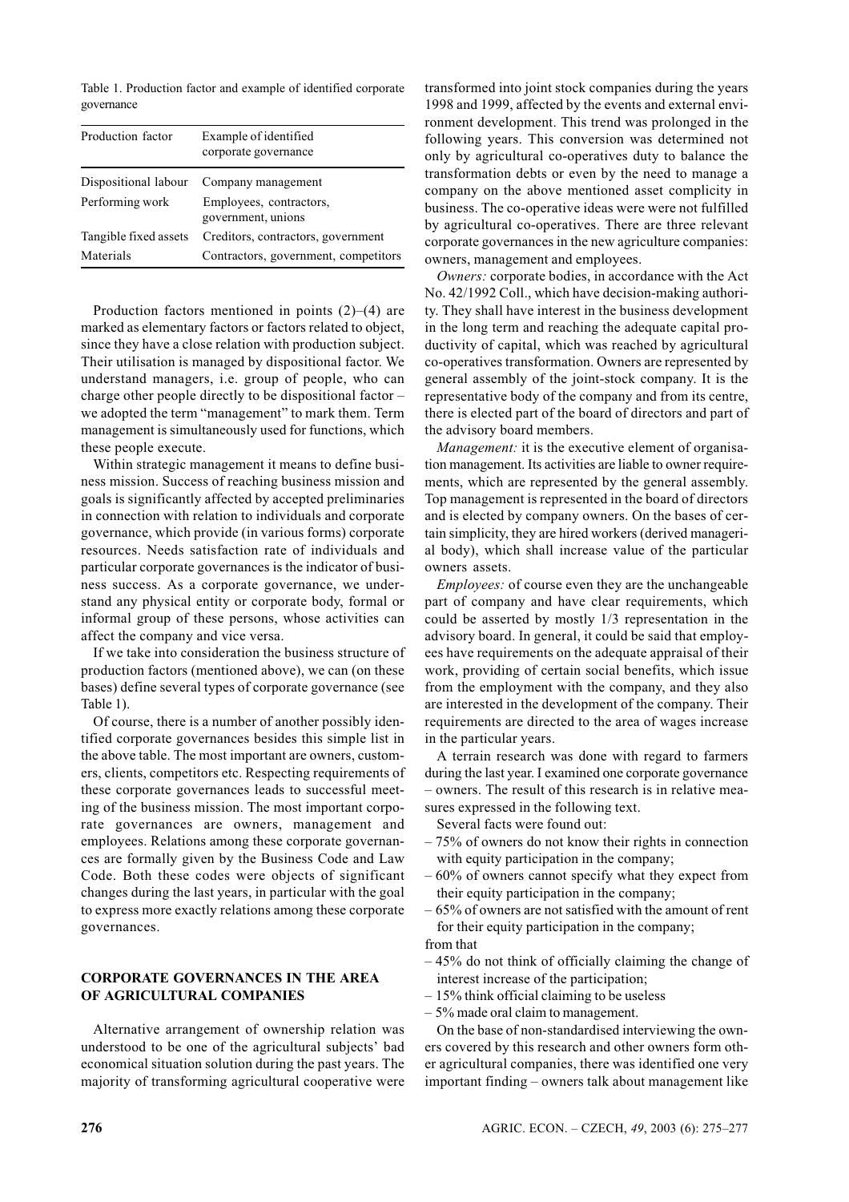Table 1. Production factor and example of identified corporate governance

| Production factor | Example of identified corporate governance |
|---|---|
| Dispositional labour | Company management |
| Performing work | Employees, contractors, government, unions |
| Tangible fixed assets | Creditors, contractors, government |
| Materials | Contractors, government, competitors |

Production factors mentioned in points (2)–(4) are marked as elementary factors or factors related to object, since they have a close relation with production subject. Their utilisation is managed by dispositional factor. We understand managers, i.e. group of people, who can charge other people directly to be dispositional factor – we adopted the term "management" to mark them. Term management is simultaneously used for functions, which these people execute.

Within strategic management it means to define business mission. Success of reaching business mission and goals is significantly affected by accepted preliminaries in connection with relation to individuals and corporate governance, which provide (in various forms) corporate resources. Needs satisfaction rate of individuals and particular corporate governances is the indicator of business success. As a corporate governance, we understand any physical entity or corporate body, formal or informal group of these persons, whose activities can affect the company and vice versa.

If we take into consideration the business structure of production factors (mentioned above), we can (on these bases) define several types of corporate governance (see Table 1).

Of course, there is a number of another possibly identified corporate governances besides this simple list in the above table. The most important are owners, customers, clients, competitors etc. Respecting requirements of these corporate governances leads to successful meeting of the business mission. The most important corporate governances are owners, management and employees. Relations among these corporate governances are formally given by the Business Code and Law Code. Both these codes were objects of significant changes during the last years, in particular with the goal to express more exactly relations among these corporate governances.

## CORPORATE GOVERNANCES IN THE AREA OF AGRICULTURAL COMPANIES

Alternative arrangement of ownership relation was understood to be one of the agricultural subjects' bad economical situation solution during the past years. The majority of transforming agricultural cooperative were transformed into joint stock companies during the years 1998 and 1999, affected by the events and external environment development. This trend was prolonged in the following years. This conversion was determined not only by agricultural co-operatives duty to balance the transformation debts or even by the need to manage a company on the above mentioned asset complicity in business. The co-operative ideas were were not fulfilled by agricultural co-operatives. There are three relevant corporate governances in the new agriculture companies: owners, management and employees.

*Owners:* corporate bodies, in accordance with the Act No. 42/1992 Coll., which have decision-making authority. They shall have interest in the business development in the long term and reaching the adequate capital productivity of capital, which was reached by agricultural co-operatives transformation. Owners are represented by general assembly of the joint-stock company. It is the representative body of the company and from its centre, there is elected part of the board of directors and part of the advisory board members.

*Management:* it is the executive element of organisation management. Its activities are liable to owner requirements, which are represented by the general assembly. Top management is represented in the board of directors and is elected by company owners. On the bases of certain simplicity, they are hired workers (derived managerial body), which shall increase value of the particular owners assets.

*Employees:* of course even they are the unchangeable part of company and have clear requirements, which could be asserted by mostly 1/3 representation in the advisory board. In general, it could be said that employees have requirements on the adequate appraisal of their work, providing of certain social benefits, which issue from the employment with the company, and they also are interested in the development of the company. Their requirements are directed to the area of wages increase in the particular years.

A terrain research was done with regard to farmers during the last year. I examined one corporate governance – owners. The result of this research is in relative measures expressed in the following text.

Several facts were found out:

- 75% of owners do not know their rights in connection with equity participation in the company;
- 60% of owners cannot specify what they expect from their equity participation in the company;
- 65% of owners are not satisfied with the amount of rent for their equity participation in the company;

from that

- 45% do not think of officially claiming the change of interest increase of the participation;
- 15% think official claiming to be useless
- 5% made oral claim to management.

On the base of non-standardised interviewing the owners covered by this research and other owners form other agricultural companies, there was identified one very important finding – owners talk about management like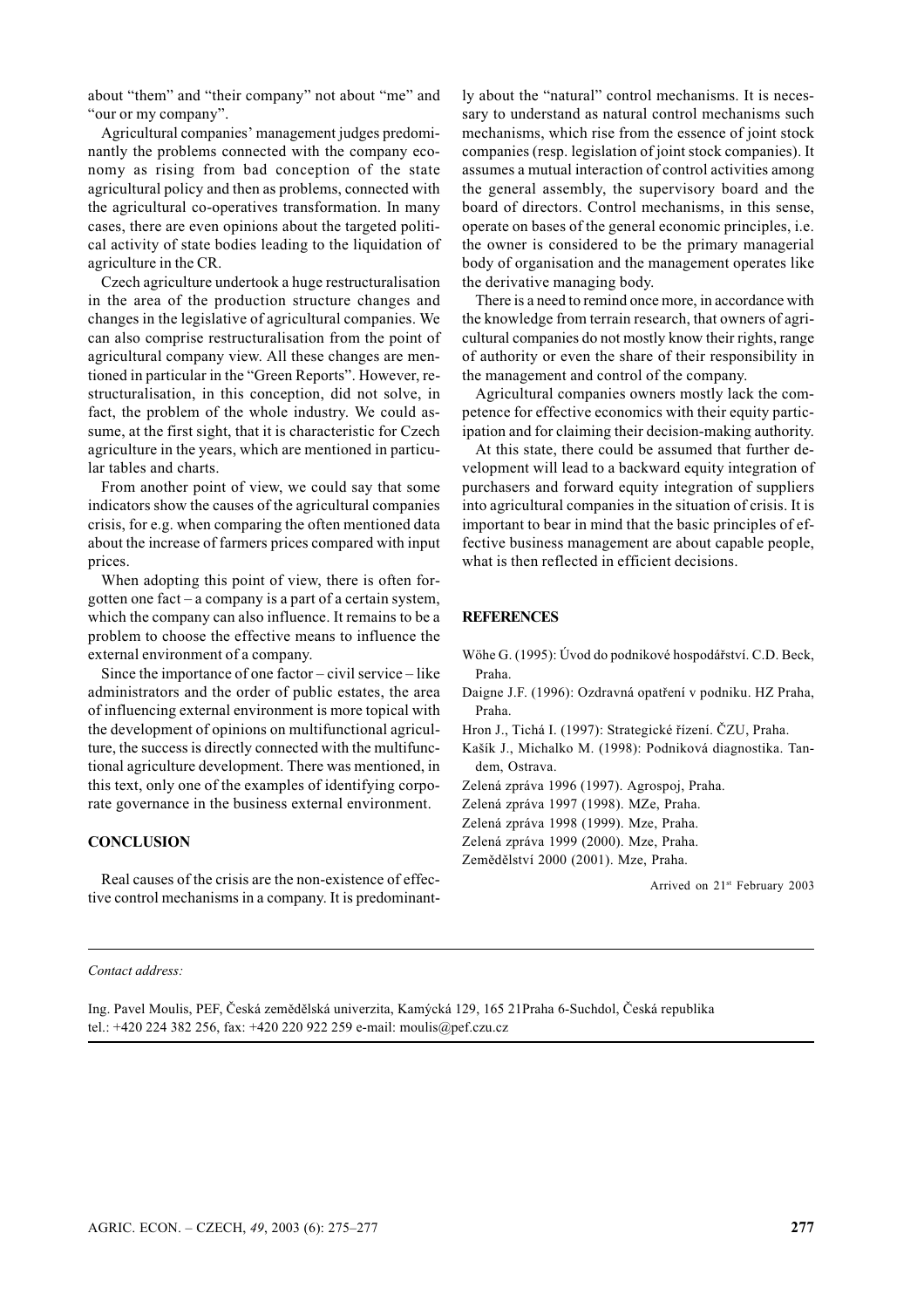about "them" and "their company" not about "me" and "our or my company".

Agricultural companies' management judges predominantly the problems connected with the company economy as rising from bad conception of the state agricultural policy and then as problems, connected with the agricultural co-operatives transformation. In many cases, there are even opinions about the targeted political activity of state bodies leading to the liquidation of agriculture in the CR.

Czech agriculture undertook a huge restructuralisation in the area of the production structure changes and changes in the legislative of agricultural companies. We can also comprise restructuralisation from the point of agricultural company view. All these changes are mentioned in particular in the "Green Reports". However, restructuralisation, in this conception, did not solve, in fact, the problem of the whole industry. We could assume, at the first sight, that it is characteristic for Czech agriculture in the years, which are mentioned in particular tables and charts.

From another point of view, we could say that some indicators show the causes of the agricultural companies crisis, for e.g. when comparing the often mentioned data about the increase of farmers prices compared with input prices.

When adopting this point of view, there is often forgotten one fact – a company is a part of a certain system, which the company can also influence. It remains to be a problem to choose the effective means to influence the external environment of a company.

Since the importance of one factor – civil service – like administrators and the order of public estates, the area of influencing external environment is more topical with the development of opinions on multifunctional agriculture, the success is directly connected with the multifunctional agriculture development. There was mentioned, in this text, only one of the examples of identifying corporate governance in the business external environment.

## CONCLUSION

Real causes of the crisis are the non-existence of effective control mechanisms in a company. It is predominantly about the "natural" control mechanisms. It is necessary to understand as natural control mechanisms such mechanisms, which rise from the essence of joint stock companies (resp. legislation of joint stock companies). It assumes a mutual interaction of control activities among the general assembly, the supervisory board and the board of directors. Control mechanisms, in this sense, operate on bases of the general economic principles, i.e. the owner is considered to be the primary managerial body of organisation and the management operates like the derivative managing body.

There is a need to remind once more, in accordance with the knowledge from terrain research, that owners of agricultural companies do not mostly know their rights, range of authority or even the share of their responsibility in the management and control of the company.

Agricultural companies owners mostly lack the competence for effective economics with their equity participation and for claiming their decision-making authority.

At this state, there could be assumed that further development will lead to a backward equity integration of purchasers and forward equity integration of suppliers into agricultural companies in the situation of crisis. It is important to bear in mind that the basic principles of effective business management are about capable people, what is then reflected in efficient decisions.

## REFERENCES

Wöhe G. (1995): Úvod do podnikové hospodářství. C.D. Beck, Praha.

Daigne J.F. (1996): Ozdravná opatření v podniku. HZ Praha, Praha.

Hron J., Tichá I. (1997): Strategické řízení. ČZU, Praha.

Kašík J., Michalko M. (1998): Podniková diagnostika. Tandem, Ostrava.

Zelená zpráva 1996 (1997). Agrospoj, Praha.

Zelená zpráva 1997 (1998). MZe, Praha.

Zelená zpráva 1998 (1999). Mze, Praha.

Zelená zpráva 1999 (2000). Mze, Praha.

Zemědělství 2000 (2001). Mze, Praha.

Arrived on 21st February 2003

*Contact address:*

Ing. Pavel Moulis, PEF, Česká zemědělská univerzita, Kamýcká 129, 165 21Praha 6-Suchdol, Česká republika
tel.: +420 224 382 256, fax: +420 220 922 259 e-mail: moulis@pef.czu.cz